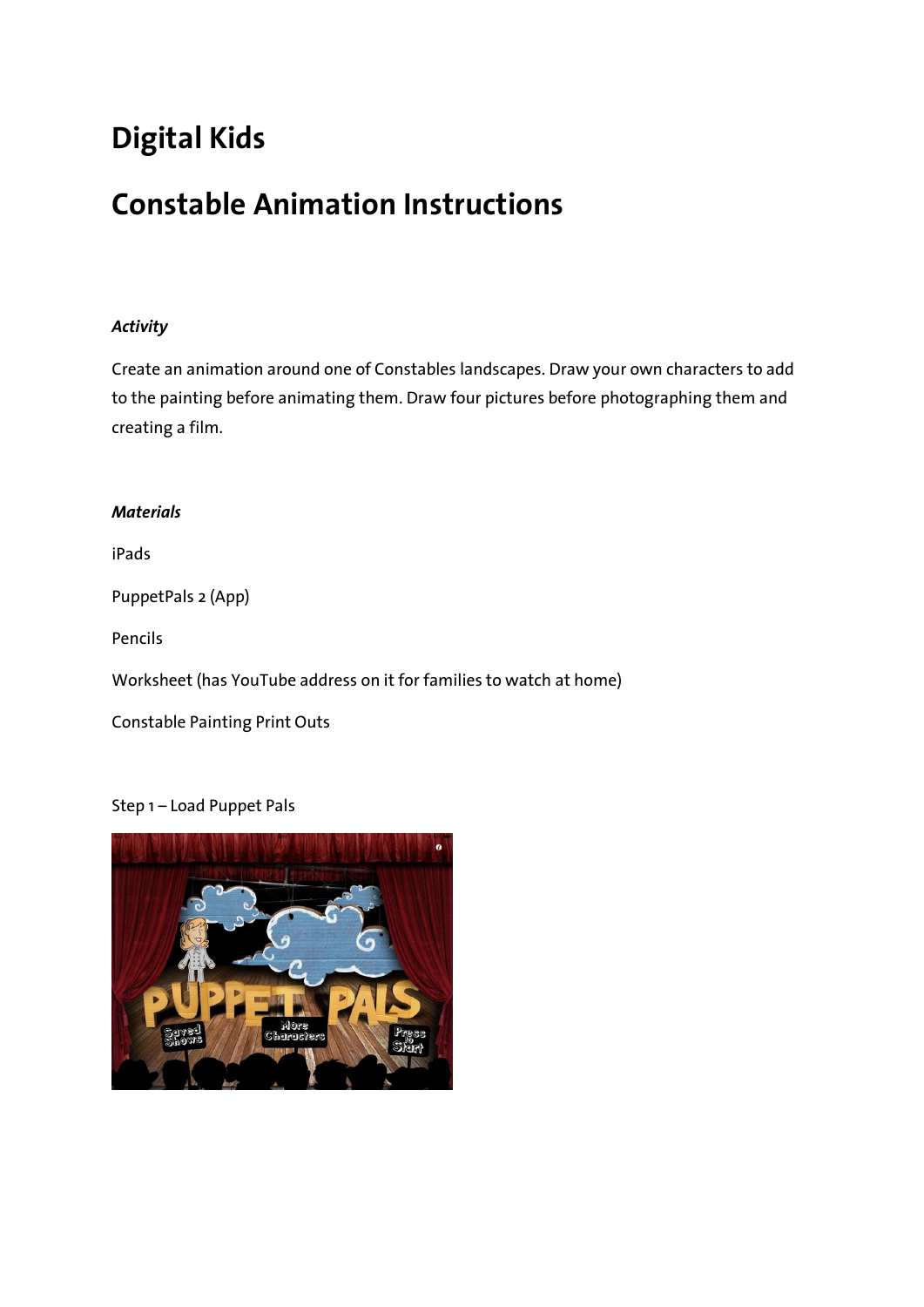# Digital Kids

## Constable Animation Instructions

***Activity***

Create an animation around one of Constables landscapes. Draw your own characters to add to the painting before animating them. Draw four pictures before photographing them and creating a film.

***Materials***

iPads

PuppetPals 2 (App)

Pencils

Worksheet (has YouTube address on it for families to watch at home)

Constable Painting Print Outs

Step 1 – Load Puppet Pals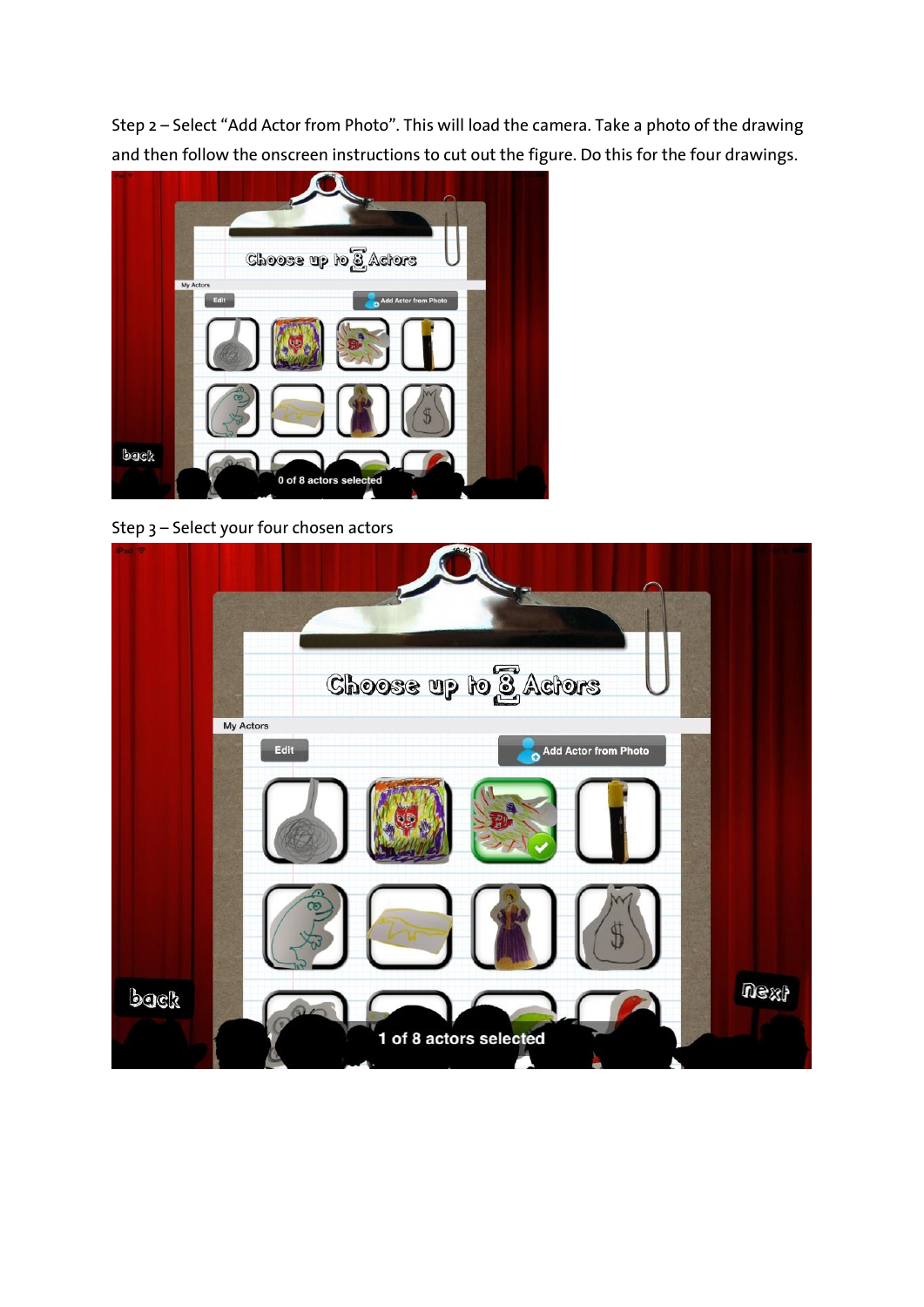Step 2 – Select "Add Actor from Photo". This will load the camera. Take a photo of the drawing and then follow the onscreen instructions to cut out the figure. Do this for the four drawings.

Step 3 – Select your four chosen actors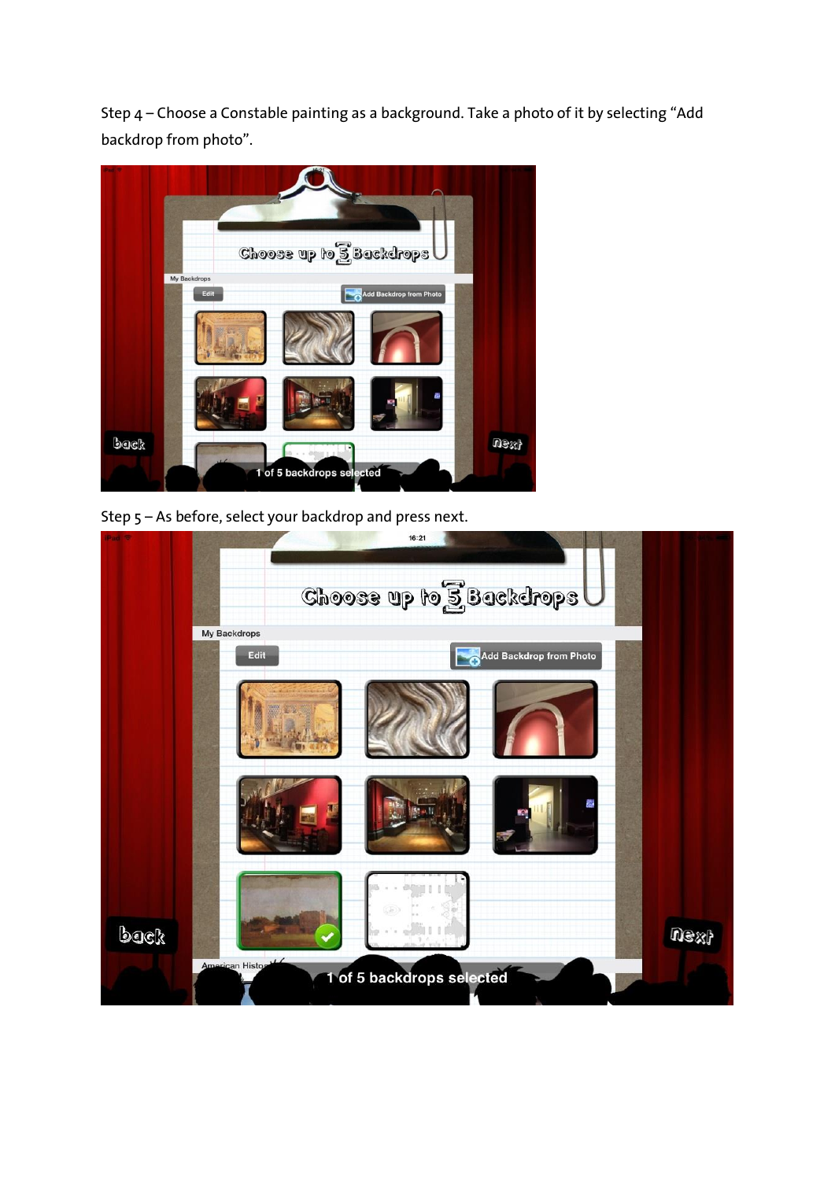Step 4 – Choose a Constable painting as a background. Take a photo of it by selecting “Add backdrop from photo”.

Step 5 – As before, select your backdrop and press next.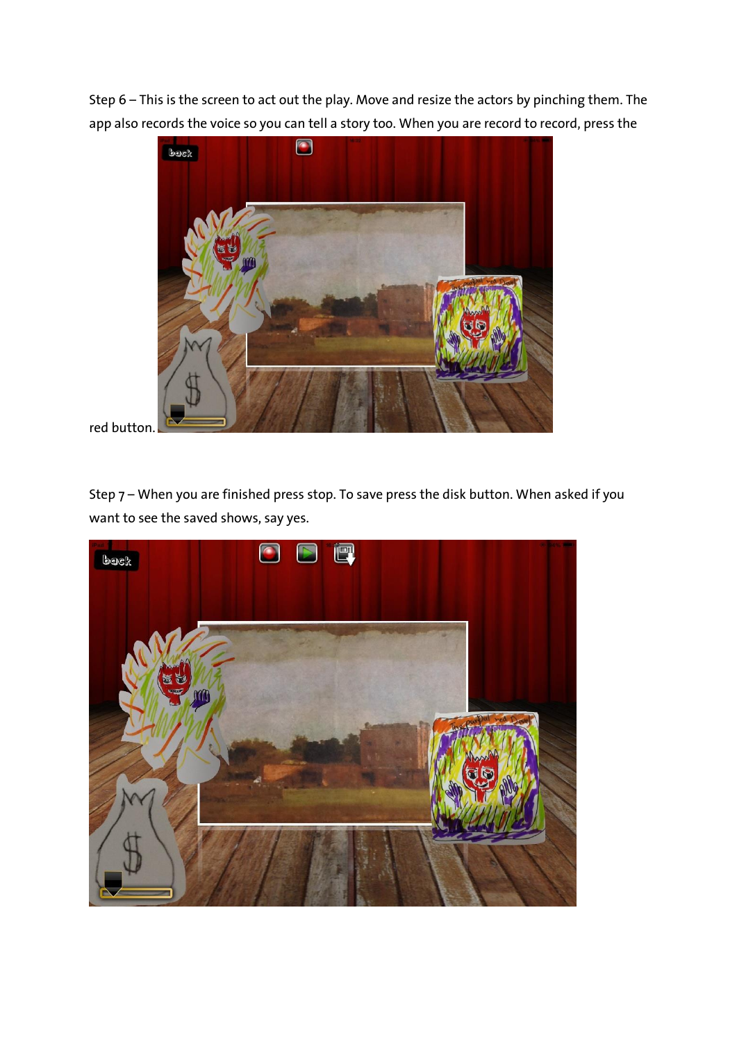Step 6 – This is the screen to act out the play. Move and resize the actors by pinching them. The app also records the voice so you can tell a story too. When you are record to record, press the red button.

Step 7 – When you are finished press stop. To save press the disk button. When asked if you want to see the saved shows, say yes.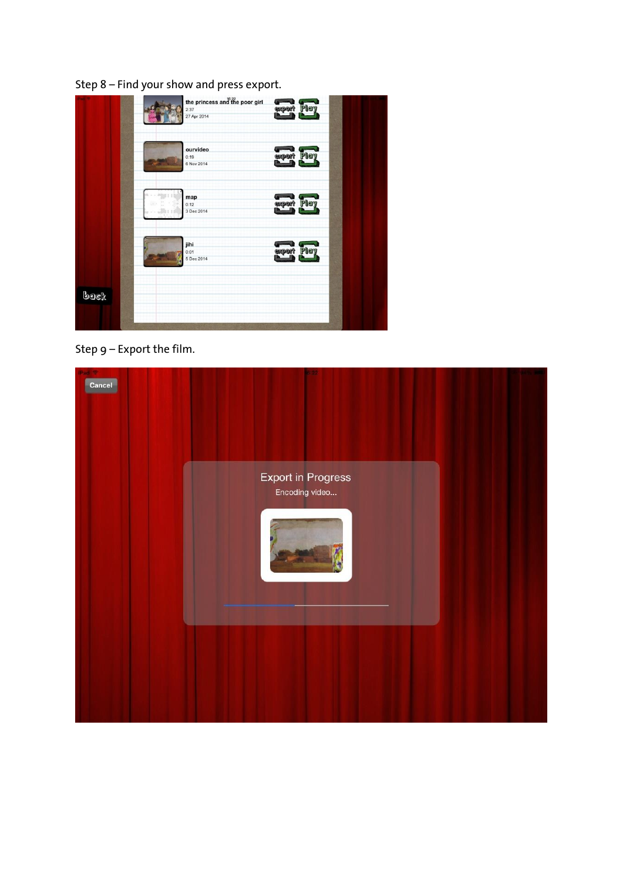Step 8 – Find your show and press export.

Step 9 – Export the film.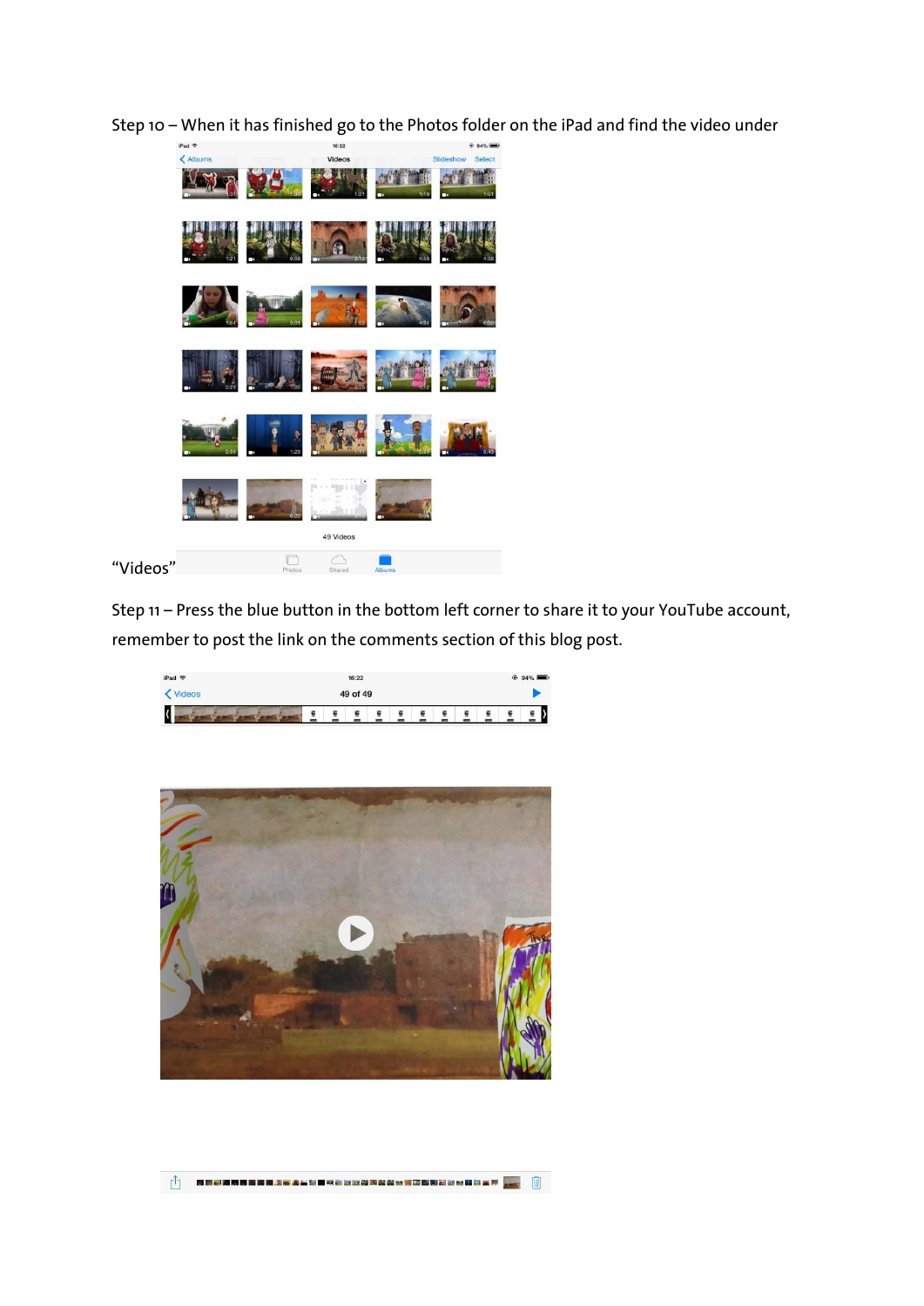Step 10 – When it has finished go to the Photos folder on the iPad and find the video under "Videos"

Step 11 – Press the blue button in the bottom left corner to share it to your YouTube account, remember to post the link on the comments section of this blog post.